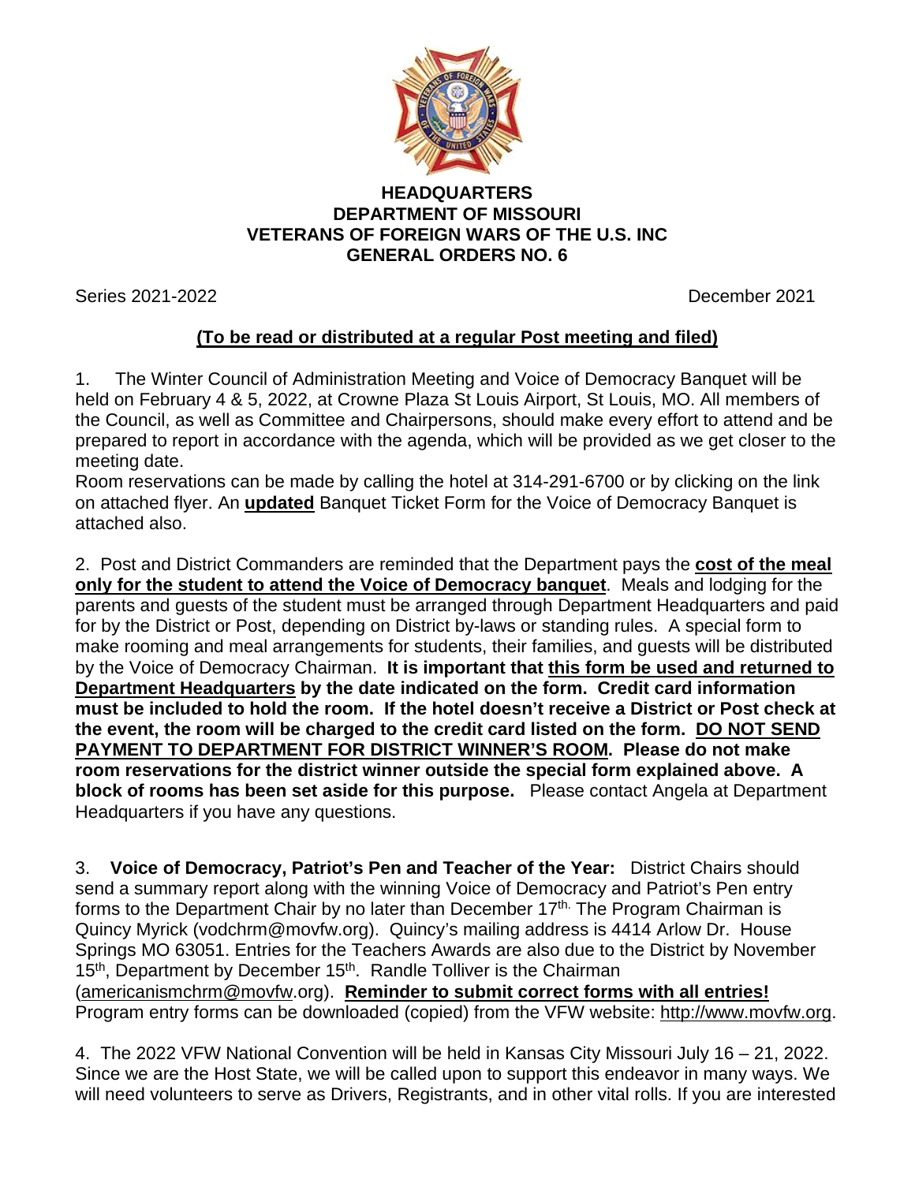**HEADQUARTERS**
**DEPARTMENT OF MISSOURI**
**VETERANS OF FOREIGN WARS OF THE U.S. INC**
**GENERAL ORDERS NO. 6**

Series 2021-2022 December 2021

**(To be read or distributed at a regular Post meeting and filed)**

1. The Winter Council of Administration Meeting and Voice of Democracy Banquet will be held on February 4 & 5, 2022, at Crowne Plaza St Louis Airport, St Louis, MO. All members of the Council, as well as Committee and Chairpersons, should make every effort to attend and be prepared to report in accordance with the agenda, which will be provided as we get closer to the meeting date.
Room reservations can be made by calling the hotel at 314-291-6700 or by clicking on the link on attached flyer. An **updated** Banquet Ticket Form for the Voice of Democracy Banquet is attached also.

2. Post and District Commanders are reminded that the Department pays the **cost of the meal only for the student to attend the Voice of Democracy banquet**. Meals and lodging for the parents and guests of the student must be arranged through Department Headquarters and paid for by the District or Post, depending on District by-laws or standing rules. A special form to make rooming and meal arrangements for students, their families, and guests will be distributed by the Voice of Democracy Chairman. **It is important that this form be used and returned to Department Headquarters by the date indicated on the form. Credit card information must be included to hold the room. If the hotel doesn't receive a District or Post check at the event, the room will be charged to the credit card listed on the form. DO NOT SEND PAYMENT TO DEPARTMENT FOR DISTRICT WINNER'S ROOM. Please do not make room reservations for the district winner outside the special form explained above. A block of rooms has been set aside for this purpose.** Please contact Angela at Department Headquarters if you have any questions.

3. **Voice of Democracy, Patriot's Pen and Teacher of the Year:** District Chairs should send a summary report along with the winning Voice of Democracy and Patriot's Pen entry forms to the Department Chair by no later than December 17th. The Program Chairman is Quincy Myrick (vodchrm@movfw.org). Quincy's mailing address is 4414 Arlow Dr. House Springs MO 63051. Entries for the Teachers Awards are also due to the District by November 15th, Department by December 15th. Randle Tolliver is the Chairman (americanismchrm@movfw.org). **Reminder to submit correct forms with all entries!** Program entry forms can be downloaded (copied) from the VFW website: http://www.movfw.org.

4. The 2022 VFW National Convention will be held in Kansas City Missouri July 16 – 21, 2022. Since we are the Host State, we will be called upon to support this endeavor in many ways. We will need volunteers to serve as Drivers, Registrants, and in other vital rolls. If you are interested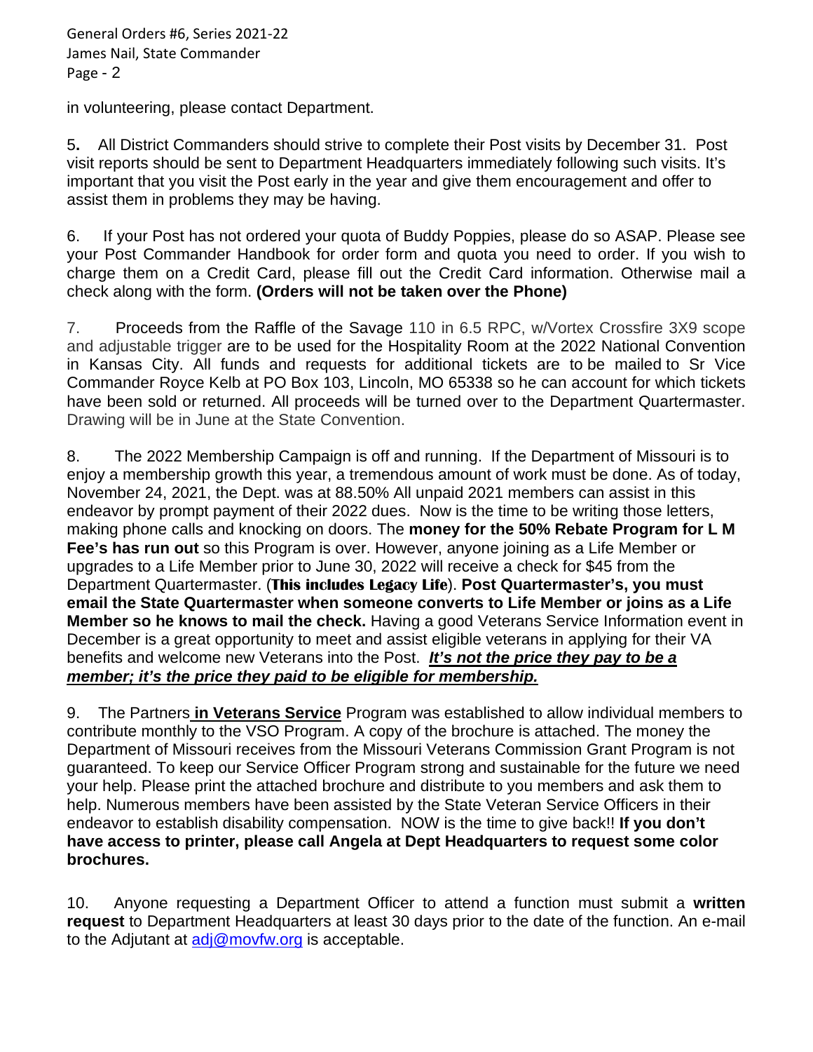in volunteering, please contact Department.

5. All District Commanders should strive to complete their Post visits by December 31. Post visit reports should be sent to Department Headquarters immediately following such visits. It's important that you visit the Post early in the year and give them encouragement and offer to assist them in problems they may be having.

6. If your Post has not ordered your quota of Buddy Poppies, please do so ASAP. Please see your Post Commander Handbook for order form and quota you need to order. If you wish to charge them on a Credit Card, please fill out the Credit Card information. Otherwise mail a check along with the form. **(Orders will not be taken over the Phone)**

7. Proceeds from the Raffle of the Savage 110 in 6.5 RPC, w/Vortex Crossfire 3X9 scope and adjustable trigger are to be used for the Hospitality Room at the 2022 National Convention in Kansas City. All funds and requests for additional tickets are to be mailed to Sr Vice Commander Royce Kelb at PO Box 103, Lincoln, MO 65338 so he can account for which tickets have been sold or returned. All proceeds will be turned over to the Department Quartermaster. Drawing will be in June at the State Convention.

8. The 2022 Membership Campaign is off and running. If the Department of Missouri is to enjoy a membership growth this year, a tremendous amount of work must be done. As of today, November 24, 2021, the Dept. was at 88.50% All unpaid 2021 members can assist in this endeavor by prompt payment of their 2022 dues. Now is the time to be writing those letters, making phone calls and knocking on doors. The **money for the 50% Rebate Program for L M Fee's has run out** so this Program is over. However, anyone joining as a Life Member or upgrades to a Life Member prior to June 30, 2022 will receive a check for $45 from the Department Quartermaster. (**This includes Legacy Life**). **Post Quartermaster's, you must email the State Quartermaster when someone converts to Life Member or joins as a Life Member so he knows to mail the check.** Having a good Veterans Service Information event in December is a great opportunity to meet and assist eligible veterans in applying for their VA benefits and welcome new Veterans into the Post. ***It's not the price they pay to be a member; it's the price they paid to be eligible for membership.***

9. The Partners **in Veterans Service** Program was established to allow individual members to contribute monthly to the VSO Program. A copy of the brochure is attached. The money the Department of Missouri receives from the Missouri Veterans Commission Grant Program is not guaranteed. To keep our Service Officer Program strong and sustainable for the future we need your help. Please print the attached brochure and distribute to you members and ask them to help. Numerous members have been assisted by the State Veteran Service Officers in their endeavor to establish disability compensation. NOW is the time to give back!! **If you don't have access to printer, please call Angela at Dept Headquarters to request some color brochures.**

10. Anyone requesting a Department Officer to attend a function must submit a **written request** to Department Headquarters at least 30 days prior to the date of the function. An e-mail to the Adjutant at adj@movfw.org is acceptable.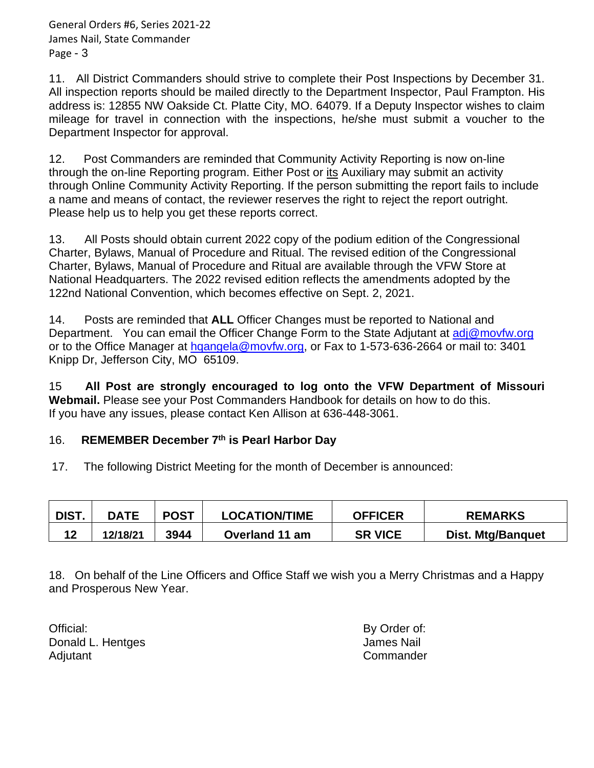11. All District Commanders should strive to complete their Post Inspections by December 31. All inspection reports should be mailed directly to the Department Inspector, Paul Frampton. His address is: 12855 NW Oakside Ct. Platte City, MO. 64079. If a Deputy Inspector wishes to claim mileage for travel in connection with the inspections, he/she must submit a voucher to the Department Inspector for approval.

12. Post Commanders are reminded that Community Activity Reporting is now on-line through the on-line Reporting program. Either Post or its Auxiliary may submit an activity through Online Community Activity Reporting. If the person submitting the report fails to include a name and means of contact, the reviewer reserves the right to reject the report outright. Please help us to help you get these reports correct.

13. All Posts should obtain current 2022 copy of the podium edition of the Congressional Charter, Bylaws, Manual of Procedure and Ritual. The revised edition of the Congressional Charter, Bylaws, Manual of Procedure and Ritual are available through the VFW Store at National Headquarters. The 2022 revised edition reflects the amendments adopted by the 122nd National Convention, which becomes effective on Sept. 2, 2021.

14. Posts are reminded that **ALL** Officer Changes must be reported to National and Department. You can email the Officer Change Form to the State Adjutant at adj@movfw.org or to the Office Manager at hqangela@movfw.org, or Fax to 1-573-636-2664 or mail to: 3401 Knipp Dr, Jefferson City, MO 65109.

15 **All Post are strongly encouraged to log onto the VFW Department of Missouri Webmail.** Please see your Post Commanders Handbook for details on how to do this. If you have any issues, please contact Ken Allison at 636-448-3061.

16. **REMEMBER December 7th is Pearl Harbor Day**

17. The following District Meeting for the month of December is announced:

| DIST. | DATE | POST | LOCATION/TIME | OFFICER | REMARKS |
|---|---|---|---|---|---|
| **12** | **12/18/21** | **3944** | **Overland 11 am** | **SR VICE** | **Dist. Mtg/Banquet** |

18. On behalf of the Line Officers and Office Staff we wish you a Merry Christmas and a Happy and Prosperous New Year.

Official:
Donald L. Hentges
Adjutant

By Order of:
James Nail
Commander